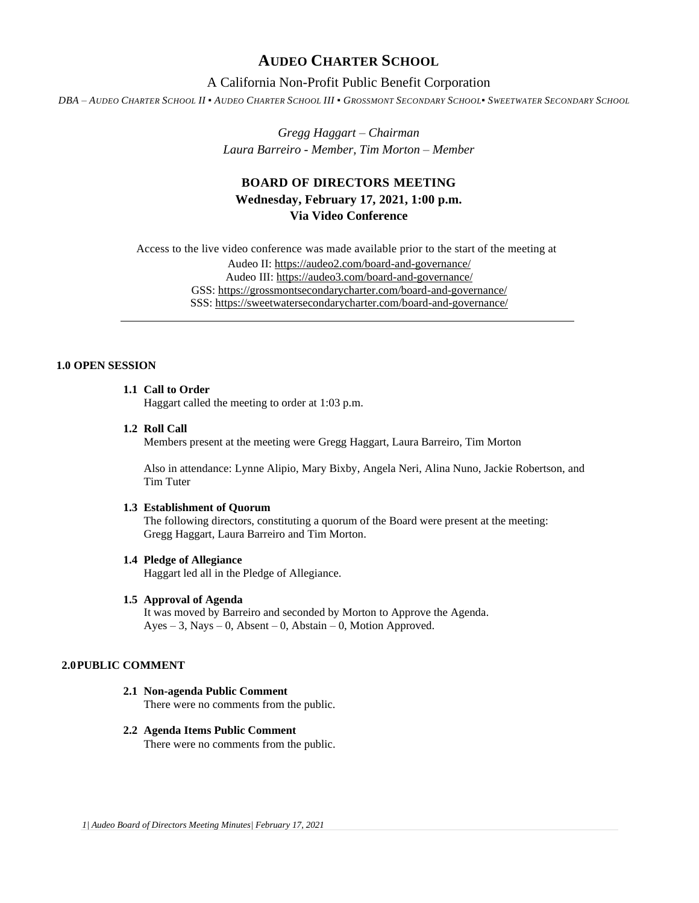# AUDEO CHARTER SCHOOL

A California Non-Profit Public Benefit Corporation

*DBA – AUDEO CHARTER SCHOOL II ▪ AUDEO CHARTER SCHOOL III ▪ GROSSMONT SECONDARY SCHOOL▪ SWEETWATER SECONDARY SCHOOL*

*Gregg Haggart – Chairman*
*Laura Barreiro - Member, Tim Morton – Member*

## BOARD OF DIRECTORS MEETING
**Wednesday, February 17, 2021, 1:00 p.m.**
**Via Video Conference**

Access to the live video conference was made available prior to the start of the meeting at
Audeo II: https://audeo2.com/board-and-governance/
Audeo III: https://audeo3.com/board-and-governance/
GSS: https://grossmontsecondarycharter.com/board-and-governance/
SSS: https://sweetwatersecondarycharter.com/board-and-governance/

---

### 1.0 OPEN SESSION

**1.1 Call to Order**
Haggart called the meeting to order at 1:03 p.m.

**1.2 Roll Call**
Members present at the meeting were Gregg Haggart, Laura Barreiro, Tim Morton

Also in attendance: Lynne Alipio, Mary Bixby, Angela Neri, Alina Nuno, Jackie Robertson, and Tim Tuter

**1.3 Establishment of Quorum**
The following directors, constituting a quorum of the Board were present at the meeting: Gregg Haggart, Laura Barreiro and Tim Morton.

**1.4 Pledge of Allegiance**
Haggart led all in the Pledge of Allegiance.

**1.5 Approval of Agenda**
It was moved by Barreiro and seconded by Morton to Approve the Agenda.
Ayes – 3, Nays – 0, Absent – 0, Abstain – 0, Motion Approved.

### 2.0 PUBLIC COMMENT

**2.1 Non-agenda Public Comment**
There were no comments from the public.

**2.2 Agenda Items Public Comment**
There were no comments from the public.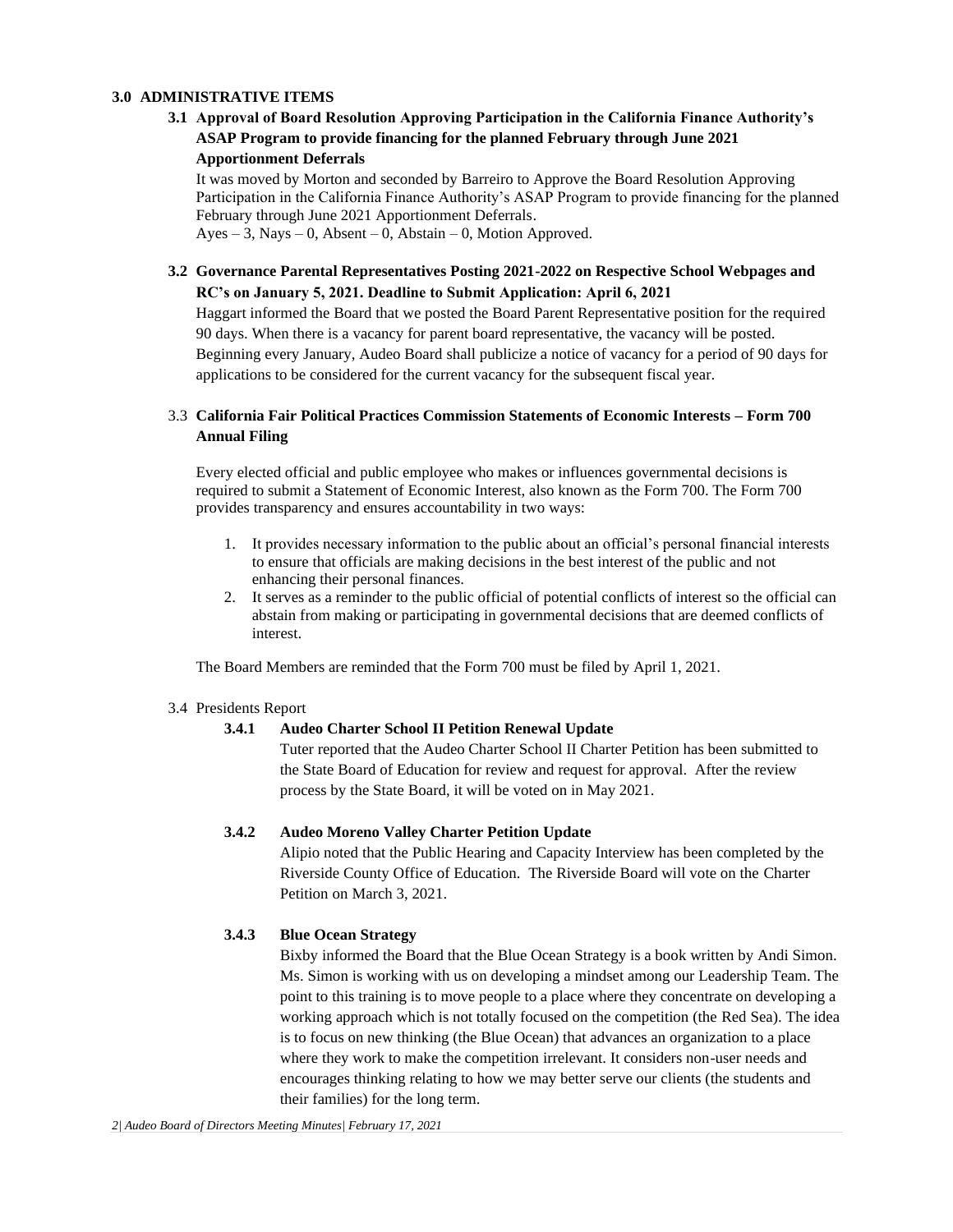**3.0 ADMINISTRATIVE ITEMS**

**3.1 Approval of Board Resolution Approving Participation in the California Finance Authority's ASAP Program to provide financing for the planned February through June 2021 Apportionment Deferrals**

It was moved by Morton and seconded by Barreiro to Approve the Board Resolution Approving Participation in the California Finance Authority's ASAP Program to provide financing for the planned February through June 2021 Apportionment Deferrals.

Ayes – 3, Nays – 0, Absent – 0, Abstain – 0, Motion Approved.

**3.2 Governance Parental Representatives Posting 2021-2022 on Respective School Webpages and RC's on January 5, 2021. Deadline to Submit Application: April 6, 2021**

Haggart informed the Board that we posted the Board Parent Representative position for the required 90 days. When there is a vacancy for parent board representative, the vacancy will be posted. Beginning every January, Audeo Board shall publicize a notice of vacancy for a period of 90 days for applications to be considered for the current vacancy for the subsequent fiscal year.

3.3 **California Fair Political Practices Commission Statements of Economic Interests – Form 700 Annual Filing**

Every elected official and public employee who makes or influences governmental decisions is required to submit a Statement of Economic Interest, also known as the Form 700. The Form 700 provides transparency and ensures accountability in two ways:

1. It provides necessary information to the public about an official's personal financial interests to ensure that officials are making decisions in the best interest of the public and not enhancing their personal finances.
2. It serves as a reminder to the public official of potential conflicts of interest so the official can abstain from making or participating in governmental decisions that are deemed conflicts of interest.

The Board Members are reminded that the Form 700 must be filed by April 1, 2021.

3.4 Presidents Report

**3.4.1 Audeo Charter School II Petition Renewal Update**

Tuter reported that the Audeo Charter School II Charter Petition has been submitted to the State Board of Education for review and request for approval. After the review process by the State Board, it will be voted on in May 2021.

**3.4.2 Audeo Moreno Valley Charter Petition Update**

Alipio noted that the Public Hearing and Capacity Interview has been completed by the Riverside County Office of Education. The Riverside Board will vote on the Charter Petition on March 3, 2021.

**3.4.3 Blue Ocean Strategy**

Bixby informed the Board that the Blue Ocean Strategy is a book written by Andi Simon. Ms. Simon is working with us on developing a mindset among our Leadership Team. The point to this training is to move people to a place where they concentrate on developing a working approach which is not totally focused on the competition (the Red Sea). The idea is to focus on new thinking (the Blue Ocean) that advances an organization to a place where they work to make the competition irrelevant. It considers non-user needs and encourages thinking relating to how we may better serve our clients (the students and their families) for the long term.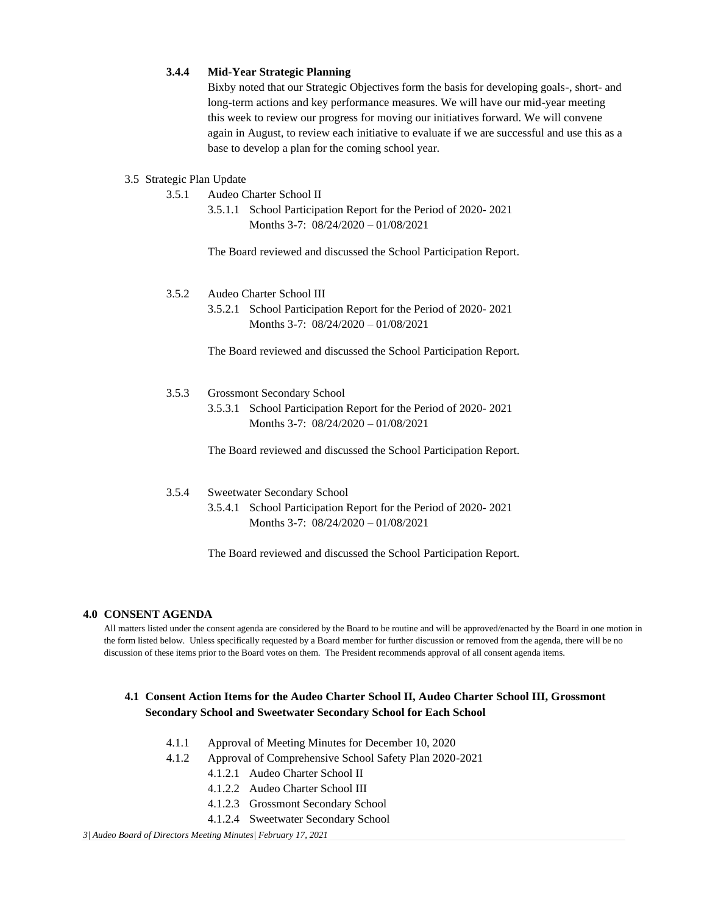**3.4.4 Mid-Year Strategic Planning**

Bixby noted that our Strategic Objectives form the basis for developing goals-, short- and long-term actions and key performance measures. We will have our mid-year meeting this week to review our progress for moving our initiatives forward. We will convene again in August, to review each initiative to evaluate if we are successful and use this as a base to develop a plan for the coming school year.

3.5 Strategic Plan Update

3.5.1 Audeo Charter School II

3.5.1.1 School Participation Report for the Period of 2020- 2021 Months 3-7: 08/24/2020 – 01/08/2021

The Board reviewed and discussed the School Participation Report.

3.5.2 Audeo Charter School III

3.5.2.1 School Participation Report for the Period of 2020- 2021 Months 3-7: 08/24/2020 – 01/08/2021

The Board reviewed and discussed the School Participation Report.

3.5.3 Grossmont Secondary School

3.5.3.1 School Participation Report for the Period of 2020- 2021 Months 3-7: 08/24/2020 – 01/08/2021

The Board reviewed and discussed the School Participation Report.

3.5.4 Sweetwater Secondary School

3.5.4.1 School Participation Report for the Period of 2020- 2021 Months 3-7: 08/24/2020 – 01/08/2021

The Board reviewed and discussed the School Participation Report.

## 4.0 CONSENT AGENDA

All matters listed under the consent agenda are considered by the Board to be routine and will be approved/enacted by the Board in one motion in the form listed below. Unless specifically requested by a Board member for further discussion or removed from the agenda, there will be no discussion of these items prior to the Board votes on them. The President recommends approval of all consent agenda items.

### 4.1 Consent Action Items for the Audeo Charter School II, Audeo Charter School III, Grossmont Secondary School and Sweetwater Secondary School for Each School

4.1.1 Approval of Meeting Minutes for December 10, 2020

4.1.2 Approval of Comprehensive School Safety Plan 2020-2021

4.1.2.1 Audeo Charter School II

4.1.2.2 Audeo Charter School III

4.1.2.3 Grossmont Secondary School

4.1.2.4 Sweetwater Secondary School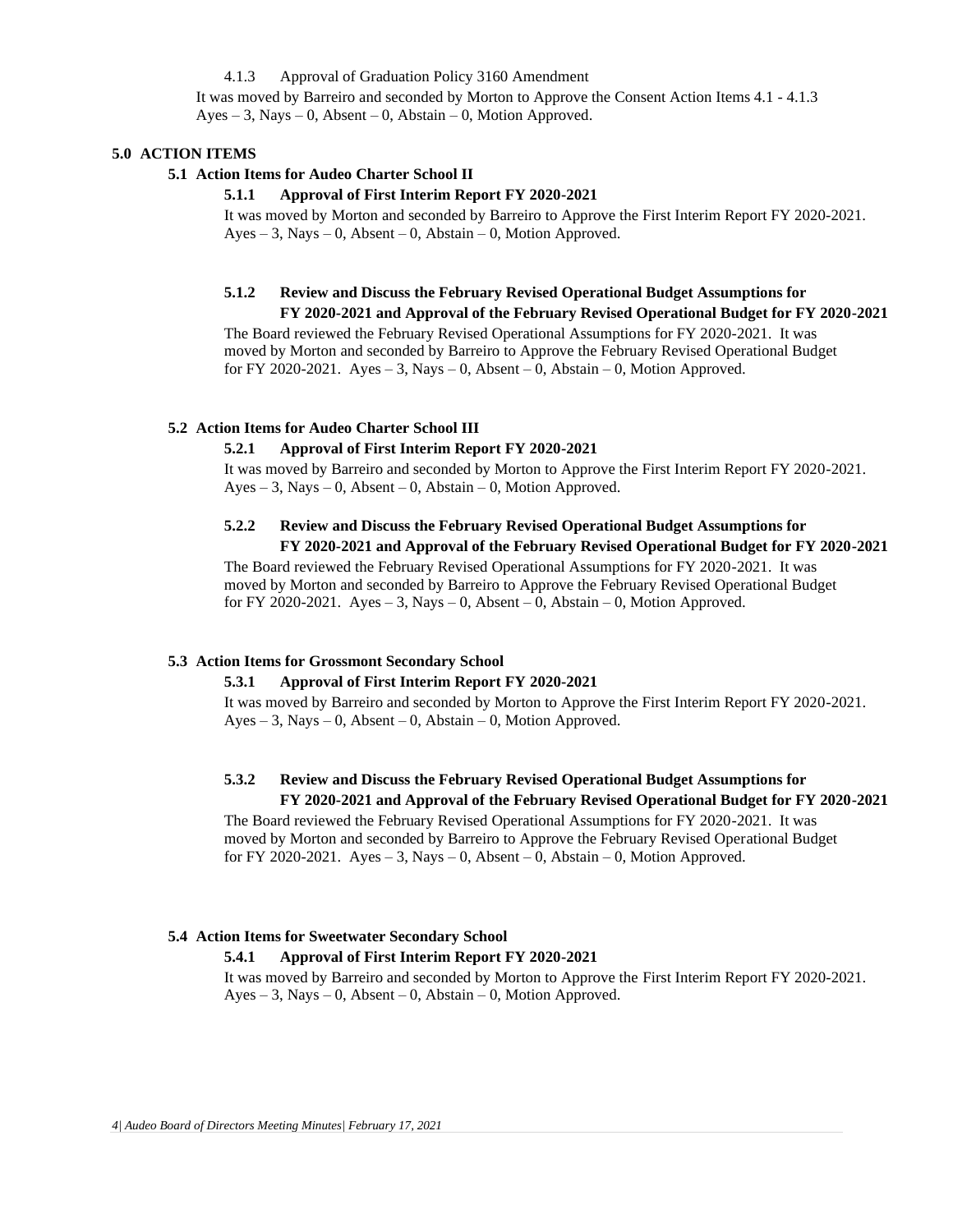4.1.3 Approval of Graduation Policy 3160 Amendment

It was moved by Barreiro and seconded by Morton to Approve the Consent Action Items 4.1 - 4.1.3 Ayes – 3, Nays – 0, Absent – 0, Abstain – 0, Motion Approved.

## 5.0 ACTION ITEMS

### 5.1 Action Items for Audeo Charter School II

**5.1.1 Approval of First Interim Report FY 2020-2021**

It was moved by Morton and seconded by Barreiro to Approve the First Interim Report FY 2020-2021. Ayes – 3, Nays – 0, Absent – 0, Abstain – 0, Motion Approved.

**5.1.2 Review and Discuss the February Revised Operational Budget Assumptions for FY 2020-2021 and Approval of the February Revised Operational Budget for FY 2020-2021**

The Board reviewed the February Revised Operational Assumptions for FY 2020-2021. It was moved by Morton and seconded by Barreiro to Approve the February Revised Operational Budget for FY 2020-2021. Ayes – 3, Nays – 0, Absent – 0, Abstain – 0, Motion Approved.

### 5.2 Action Items for Audeo Charter School III

**5.2.1 Approval of First Interim Report FY 2020-2021**

It was moved by Barreiro and seconded by Morton to Approve the First Interim Report FY 2020-2021. Ayes – 3, Nays – 0, Absent – 0, Abstain – 0, Motion Approved.

**5.2.2 Review and Discuss the February Revised Operational Budget Assumptions for FY 2020-2021 and Approval of the February Revised Operational Budget for FY 2020-2021**

The Board reviewed the February Revised Operational Assumptions for FY 2020-2021. It was moved by Morton and seconded by Barreiro to Approve the February Revised Operational Budget for FY 2020-2021. Ayes – 3, Nays – 0, Absent – 0, Abstain – 0, Motion Approved.

### 5.3 Action Items for Grossmont Secondary School

**5.3.1 Approval of First Interim Report FY 2020-2021**

It was moved by Barreiro and seconded by Morton to Approve the First Interim Report FY 2020-2021. Ayes – 3, Nays – 0, Absent – 0, Abstain – 0, Motion Approved.

**5.3.2 Review and Discuss the February Revised Operational Budget Assumptions for FY 2020-2021 and Approval of the February Revised Operational Budget for FY 2020-2021**

The Board reviewed the February Revised Operational Assumptions for FY 2020-2021. It was moved by Morton and seconded by Barreiro to Approve the February Revised Operational Budget for FY 2020-2021. Ayes – 3, Nays – 0, Absent – 0, Abstain – 0, Motion Approved.

### 5.4 Action Items for Sweetwater Secondary School

**5.4.1 Approval of First Interim Report FY 2020-2021**

It was moved by Barreiro and seconded by Morton to Approve the First Interim Report FY 2020-2021. Ayes – 3, Nays – 0, Absent – 0, Abstain – 0, Motion Approved.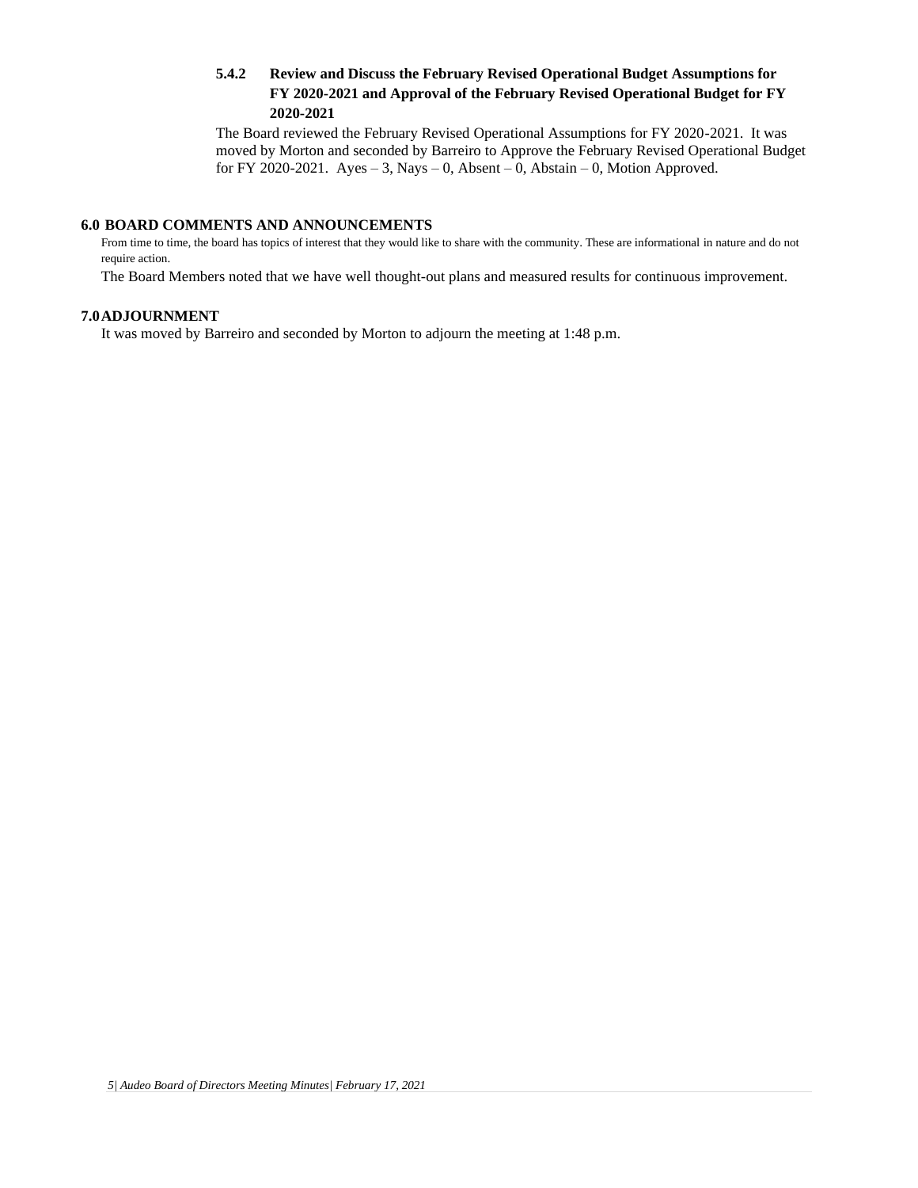### 5.4.2 Review and Discuss the February Revised Operational Budget Assumptions for FY 2020-2021 and Approval of the February Revised Operational Budget for FY 2020-2021

The Board reviewed the February Revised Operational Assumptions for FY 2020-2021. It was moved by Morton and seconded by Barreiro to Approve the February Revised Operational Budget for FY 2020-2021. Ayes – 3, Nays – 0, Absent – 0, Abstain – 0, Motion Approved.

## 6.0 BOARD COMMENTS AND ANNOUNCEMENTS

From time to time, the board has topics of interest that they would like to share with the community. These are informational in nature and do not require action.

The Board Members noted that we have well thought-out plans and measured results for continuous improvement.

## 7.0 ADJOURNMENT

It was moved by Barreiro and seconded by Morton to adjourn the meeting at 1:48 p.m.